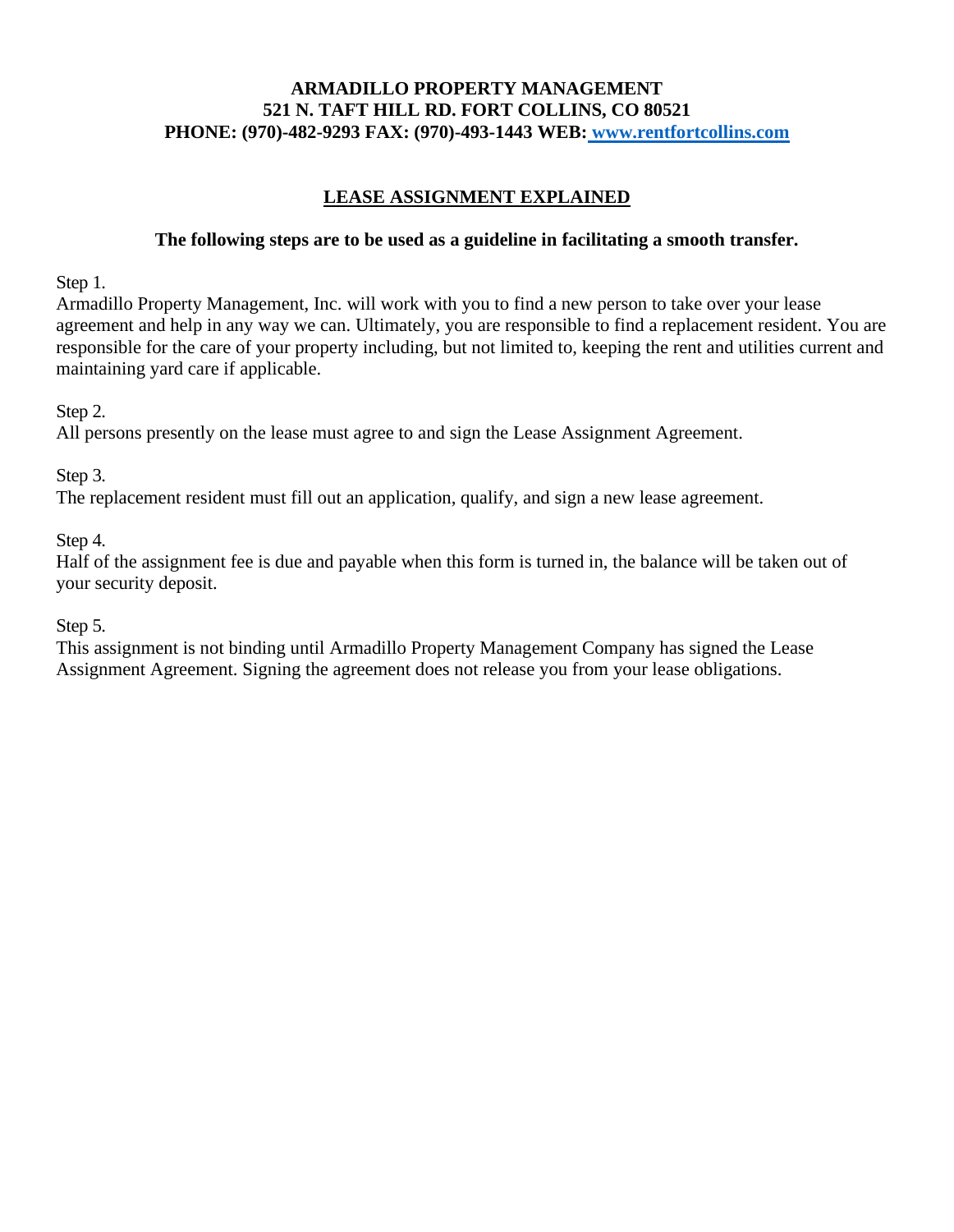**ARMADILLO PROPERTY MANAGEMENT**
**521 N. TAFT HILL RD. FORT COLLINS, CO 80521**
**PHONE: (970)-482-9293 FAX: (970)-493-1443 WEB: [www.rentfortcollins.com](http://www.rentfortcollins.com)**

## LEASE ASSIGNMENT EXPLAINED

**The following steps are to be used as a guideline in facilitating a smooth transfer.**

Step 1.
Armadillo Property Management, Inc. will work with you to find a new person to take over your lease agreement and help in any way we can. Ultimately, you are responsible to find a replacement resident. You are responsible for the care of your property including, but not limited to, keeping the rent and utilities current and maintaining yard care if applicable.

Step 2.
All persons presently on the lease must agree to and sign the Lease Assignment Agreement.

Step 3.
The replacement resident must fill out an application, qualify, and sign a new lease agreement.

Step 4.
Half of the assignment fee is due and payable when this form is turned in, the balance will be taken out of your security deposit.

Step 5.
This assignment is not binding until Armadillo Property Management Company has signed the Lease Assignment Agreement. Signing the agreement does not release you from your lease obligations.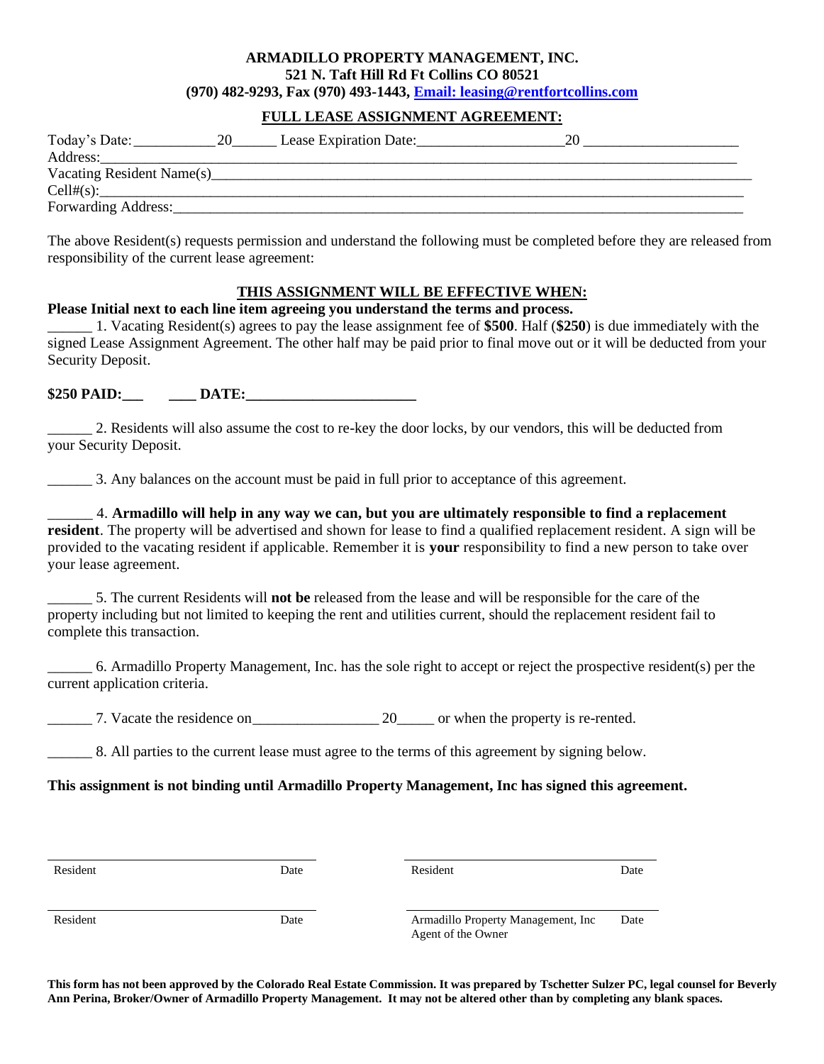**ARMADILLO PROPERTY MANAGEMENT, INC.**
**521 N. Taft Hill Rd Ft Collins CO 80521**
**(970) 482-9293, Fax (970) 493-1443, [Email: leasing@rentfortcollins.com](mailto:leasing@rentfortcollins.com)**

## FULL LEASE ASSIGNMENT AGREEMENT:

Today's Date:___________20______ Lease Expiration Date:___________________20 ____________________
Address:_____________________________________________________________________________
Vacating Resident Name(s)______________________________________________________________________
Cell#(s):_____________________________________________________________________________
Forwarding Address:____________________________________________________________________

The above Resident(s) requests permission and understand the following must be completed before they are released from responsibility of the current lease agreement:

### THIS ASSIGNMENT WILL BE EFFECTIVE WHEN:

**Please Initial next to each line item agreeing you understand the terms and process.**

______ 1. Vacating Resident(s) agrees to pay the lease assignment fee of **$500**. Half (**$250**) is due immediately with the signed Lease Assignment Agreement. The other half may be paid prior to final move out or it will be deducted from your Security Deposit.

**$250 PAID:___ ____ DATE:______________________**

______ 2. Residents will also assume the cost to re-key the door locks, by our vendors, this will be deducted from your Security Deposit.

______ 3. Any balances on the account must be paid in full prior to acceptance of this agreement.

______ 4. **Armadillo will help in any way we can, but you are ultimately responsible to find a replacement resident**. The property will be advertised and shown for lease to find a qualified replacement resident. A sign will be provided to the vacating resident if applicable. Remember it is **your** responsibility to find a new person to take over your lease agreement.

______ 5. The current Residents will **not be** released from the lease and will be responsible for the care of the property including but not limited to keeping the rent and utilities current, should the replacement resident fail to complete this transaction.

______ 6. Armadillo Property Management, Inc. has the sole right to accept or reject the prospective resident(s) per the current application criteria.

______ 7. Vacate the residence on________________ 20_____ or when the property is re-rented.

______ 8. All parties to the current lease must agree to the terms of this agreement by signing below.

**This assignment is not binding until Armadillo Property Management, Inc has signed this agreement.**

______________________________ ______________________________
Resident Date Resident Date

______________________________ ______________________________
Resident Date Armadillo Property Management, Inc Date
Agent of the Owner

**This form has not been approved by the Colorado Real Estate Commission. It was prepared by Tschetter Sulzer PC, legal counsel for Beverly Ann Perina, Broker/Owner of Armadillo Property Management. It may not be altered other than by completing any blank spaces.**